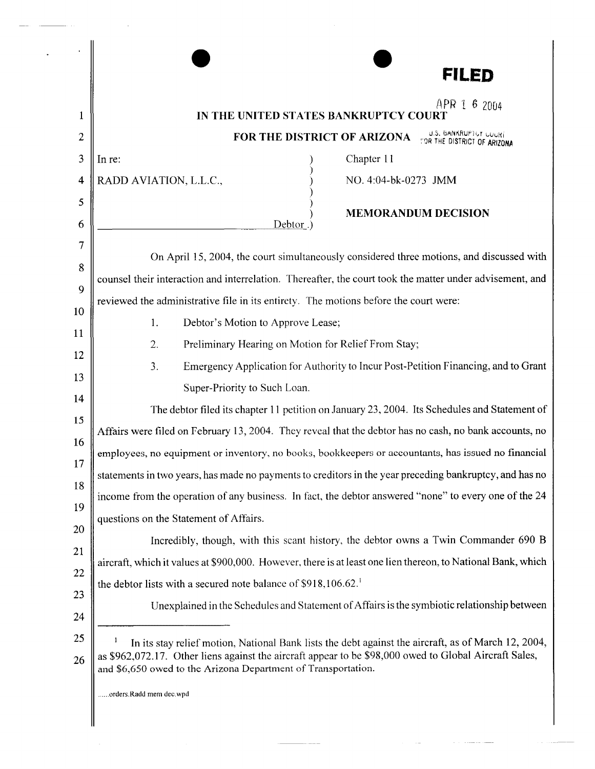**FILED**

APR 16 2004

U.S. BANKRUPTCY COURT FOR THE DISTRICT OF ARIZONA

# IN THE UNITED STATES BANKRUPTCY COURT

# FOR THE DISTRICT OF ARIZONA

In re:

RADD AVIATION, L.L.C.,

Debtor.

Chapter 11

NO. 4:04-bk-0273 JMM

## MEMORANDUM DECISION

On April 15, 2004, the court simultaneously considered three motions, and discussed with counsel their interaction and interrelation. Thereafter, the court took the matter under advisement, and reviewed the administrative file in its entirety. The motions before the court were:

1. Debtor's Motion to Approve Lease;
2. Preliminary Hearing on Motion for Relief From Stay;
3. Emergency Application for Authority to Incur Post-Petition Financing, and to Grant Super-Priority to Such Loan.

The debtor filed its chapter 11 petition on January 23, 2004. Its Schedules and Statement of Affairs were filed on February 13, 2004. They reveal that the debtor has no cash, no bank accounts, no employees, no equipment or inventory, no books, bookkeepers or accountants, has issued no financial statements in two years, has made no payments to creditors in the year preceding bankruptcy, and has no income from the operation of any business. In fact, the debtor answered "none" to every one of the 24 questions on the Statement of Affairs.

Incredibly, though, with this scant history, the debtor owns a Twin Commander 690 B aircraft, which it values at $900,000. However, there is at least one lien thereon, to National Bank, which the debtor lists with a secured note balance of $918,106.62.[1]

Unexplained in the Schedules and Statement of Affairs is the symbiotic relationship between

---

[1] In its stay relief motion, National Bank lists the debt against the aircraft, as of March 12, 2004, as $962,072.17. Other liens against the aircraft appear to be $98,000 owed to Global Aircraft Sales, and $6,650 owed to the Arizona Department of Transportation.

......orders.Radd mem dec.wpd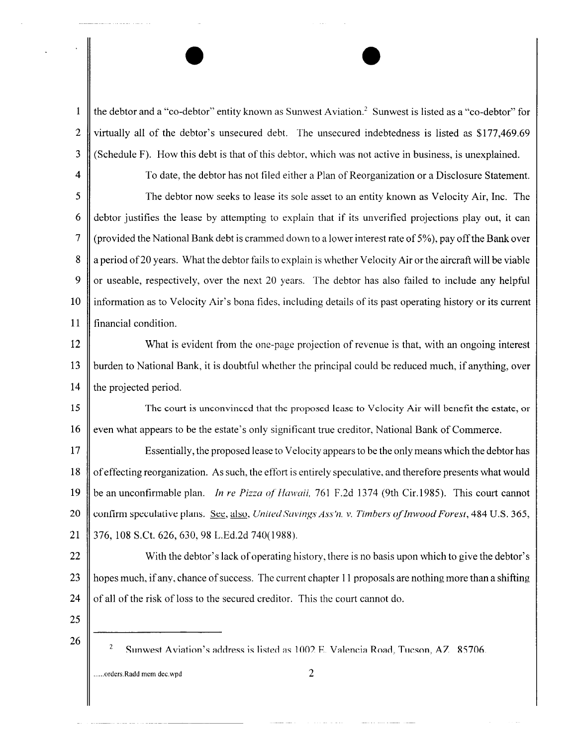the debtor and a "co-debtor" entity known as Sunwest Aviation.[2] Sunwest is listed as a "co-debtor" for virtually all of the debtor's unsecured debt. The unsecured indebtedness is listed as $177,469.69 (Schedule F). How this debt is that of this debtor, which was not active in business, is unexplained.

To date, the debtor has not filed either a Plan of Reorganization or a Disclosure Statement.

The debtor now seeks to lease its sole asset to an entity known as Velocity Air, Inc. The debtor justifies the lease by attempting to explain that if its unverified projections play out, it can (provided the National Bank debt is crammed down to a lower interest rate of 5%), pay off the Bank over a period of 20 years. What the debtor fails to explain is whether Velocity Air or the aircraft will be viable or useable, respectively, over the next 20 years. The debtor has also failed to include any helpful information as to Velocity Air's bona fides, including details of its past operating history or its current financial condition.

What is evident from the one-page projection of revenue is that, with an ongoing interest burden to National Bank, it is doubtful whether the principal could be reduced much, if anything, over the projected period.

The court is unconvinced that the proposed lease to Velocity Air will benefit the estate, or even what appears to be the estate's only significant true creditor, National Bank of Commerce.

Essentially, the proposed lease to Velocity appears to be the only means which the debtor has of effecting reorganization. As such, the effort is entirely speculative, and therefore presents what would be an unconfirmable plan. *In re Pizza of Hawaii*, 761 F.2d 1374 (9th Cir.1985). This court cannot confirm speculative plans. See, also, *United Savings Ass'n. v. Timbers of Inwood Forest*, 484 U.S. 365, 376, 108 S.Ct. 626, 630, 98 L.Ed.2d 740(1988).

With the debtor's lack of operating history, there is no basis upon which to give the debtor's hopes much, if any, chance of success. The current chapter 11 proposals are nothing more than a shifting of all of the risk of loss to the secured creditor. This the court cannot do.

---

[2] Sunwest Aviation's address is listed as 1002 E. Valencia Road, Tucson, AZ 85706.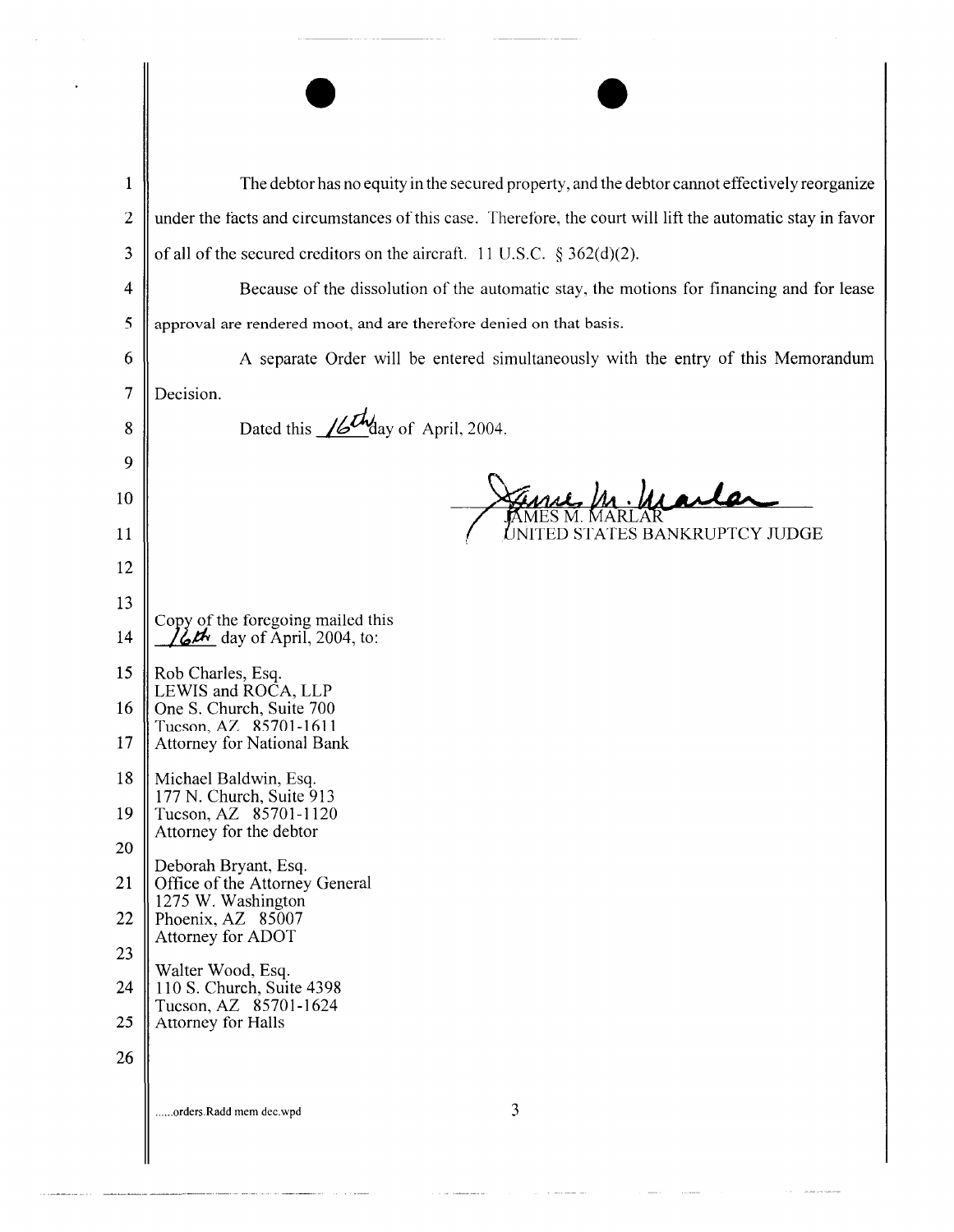The debtor has no equity in the secured property, and the debtor cannot effectively reorganize under the facts and circumstances of this case. Therefore, the court will lift the automatic stay in favor of all of the secured creditors on the aircraft. 11 U.S.C. § 362(d)(2).

Because of the dissolution of the automatic stay, the motions for financing and for lease approval are rendered moot, and are therefore denied on that basis.

A separate Order will be entered simultaneously with the entry of this Memorandum Decision.

Dated this 16th day of April, 2004.

JAMES M. MARLAR
UNITED STATES BANKRUPTCY JUDGE

Copy of the foregoing mailed this 16th day of April, 2004, to:

Rob Charles, Esq.
LEWIS and ROCA, LLP
One S. Church, Suite 700
Tucson, AZ 85701-1611
Attorney for National Bank

Michael Baldwin, Esq.
177 N. Church, Suite 913
Tucson, AZ 85701-1120
Attorney for the debtor

Deborah Bryant, Esq.
Office of the Attorney General
1275 W. Washington
Phoenix, AZ 85007
Attorney for ADOT

Walter Wood, Esq.
110 S. Church, Suite 4398
Tucson, AZ 85701-1624
Attorney for Halls

......orders.Radd mem dec.wpd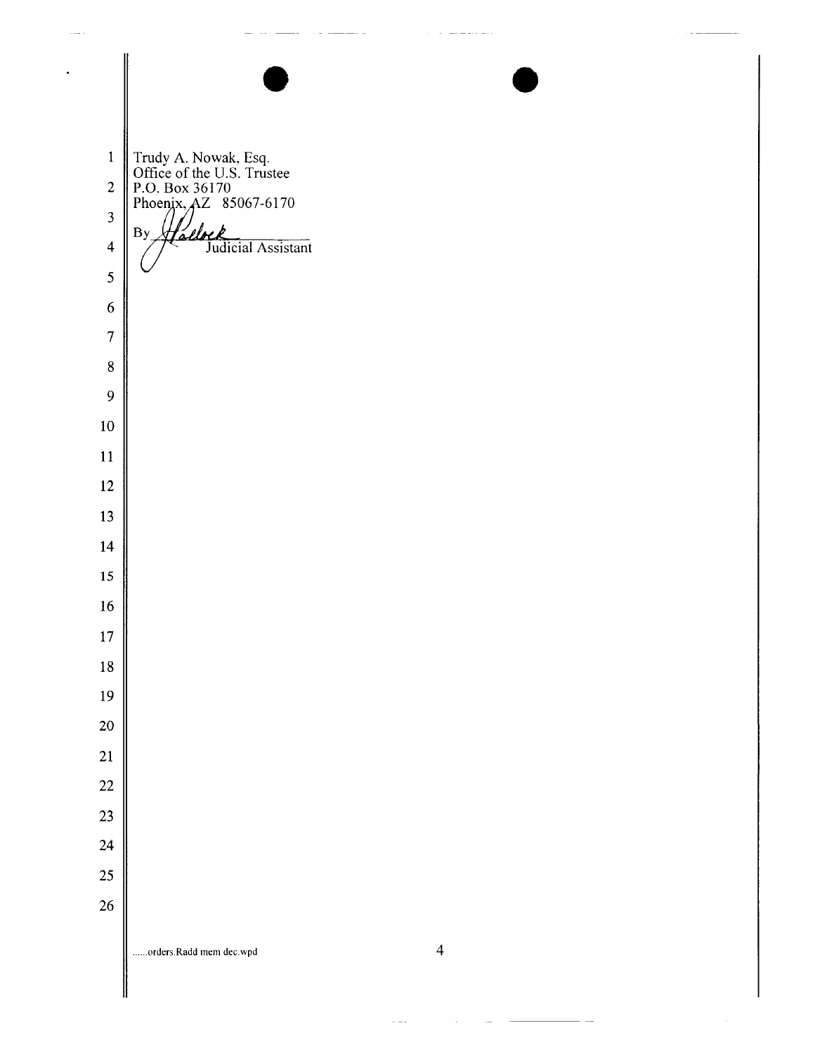Trudy A. Nowak, Esq.
Office of the U.S. Trustee
P.O. Box 36170
Phoenix, AZ 85067-6170

By Pollock
Judicial Assistant

......orders.Radd mem dec.wpd